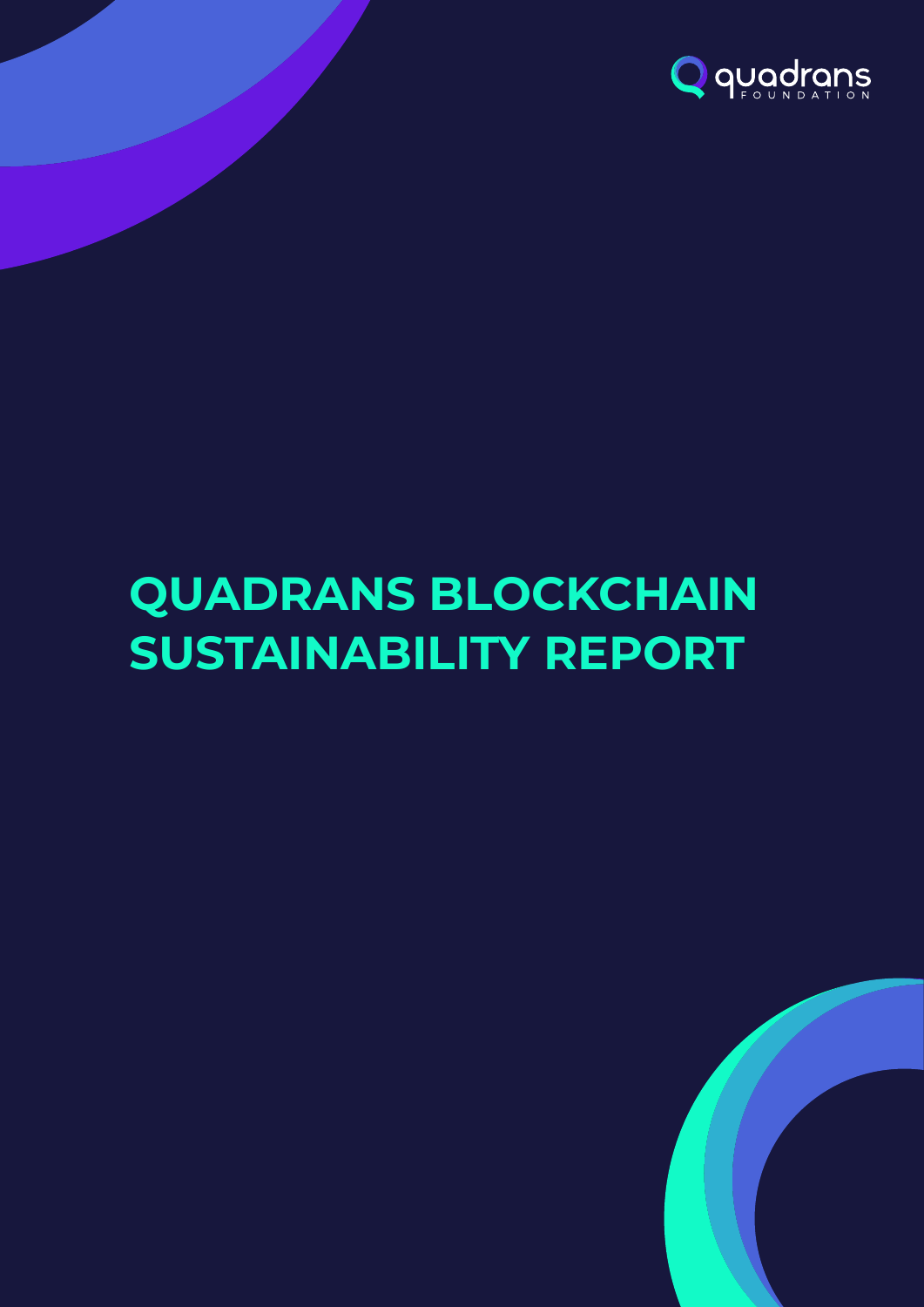quadrans FOUNDATION

# QUADRANS BLOCKCHAIN SUSTAINABILITY REPORT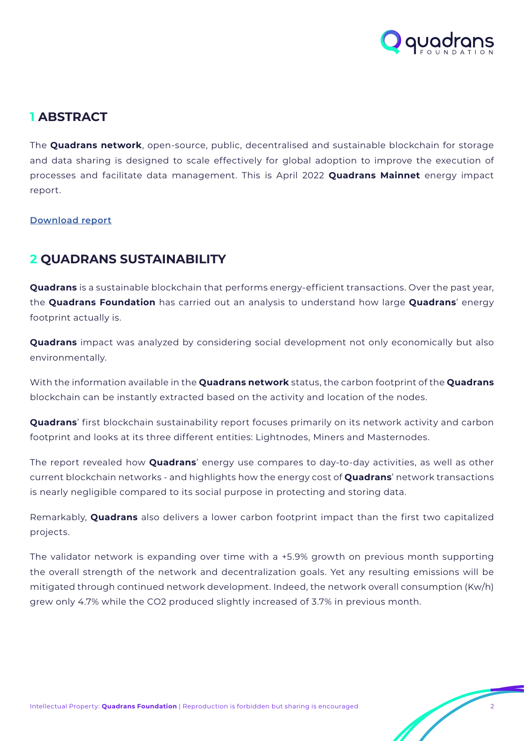## 1 ABSTRACT

The **Quadrans network**, open-source, public, decentralised and sustainable blockchain for storage and data sharing is designed to scale effectively for global adoption to improve the execution of processes and facilitate data management. This is April 2022 **Quadrans Mainnet** energy impact report.

Download report

## 2 QUADRANS SUSTAINABILITY

**Quadrans** is a sustainable blockchain that performs energy-efficient transactions. Over the past year, the **Quadrans Foundation** has carried out an analysis to understand how large **Quadrans**' energy footprint actually is.

**Quadrans** impact was analyzed by considering social development not only economically but also environmentally.

With the information available in the **Quadrans network** status, the carbon footprint of the **Quadrans** blockchain can be instantly extracted based on the activity and location of the nodes.

**Quadrans**' first blockchain sustainability report focuses primarily on its network activity and carbon footprint and looks at its three different entities: Lightnodes, Miners and Masternodes.

The report revealed how **Quadrans**' energy use compares to day-to-day activities, as well as other current blockchain networks - and highlights how the energy cost of **Quadrans**' network transactions is nearly negligible compared to its social purpose in protecting and storing data.

Remarkably, **Quadrans** also delivers a lower carbon footprint impact than the first two capitalized projects.

The validator network is expanding over time with a +5.9% growth on previous month supporting the overall strength of the network and decentralization goals. Yet any resulting emissions will be mitigated through continued network development. Indeed, the network overall consumption (Kw/h) grew only 4.7% while the $CO_2$ produced slightly increased of 3.7% in previous month.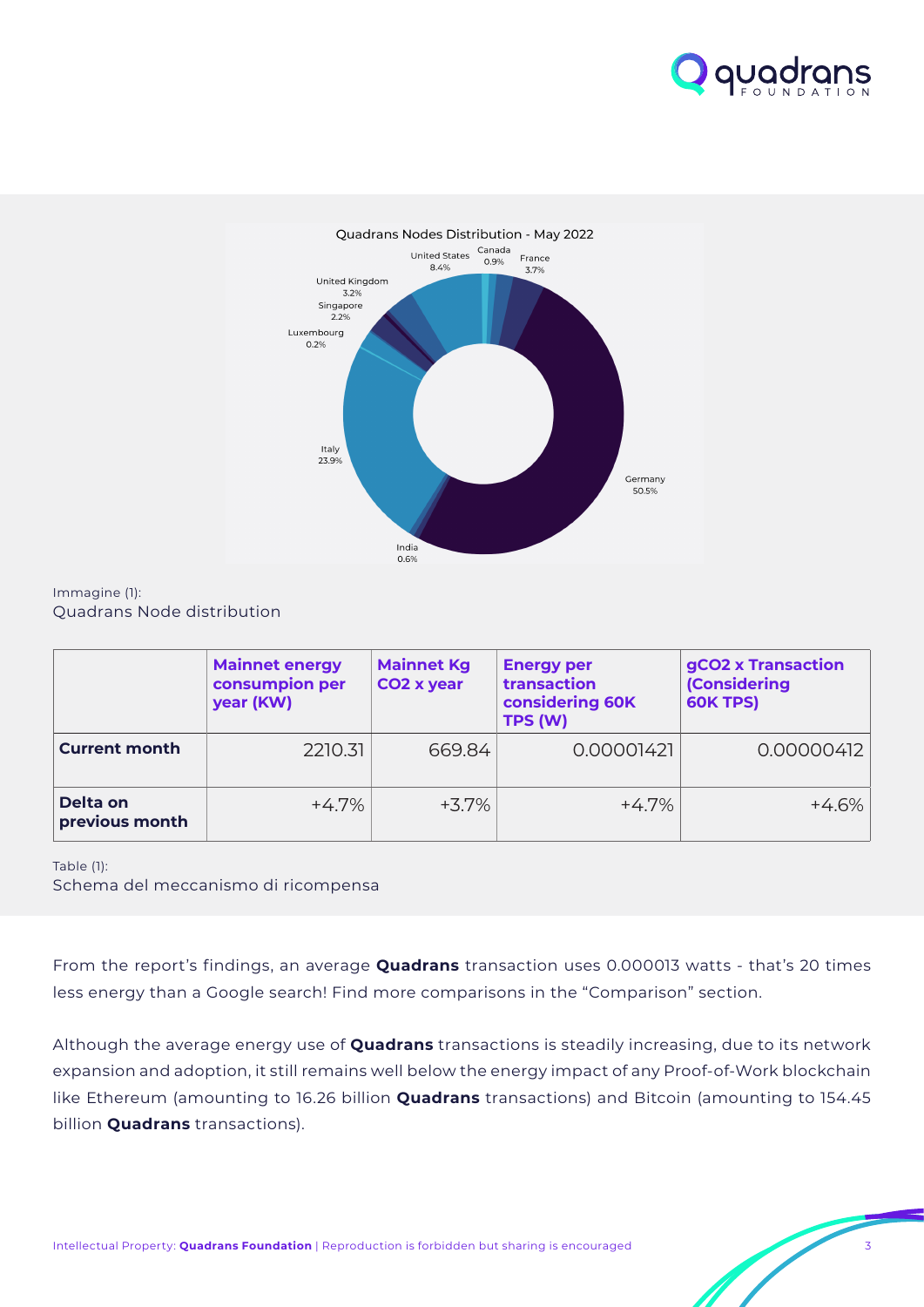Quadrans Nodes Distribution - May 2022

United States 8.4%, Canada 0.9%, France 3.7%, United Kingdom 3.2%, Singapore 2.2%, Luxembourg 0.2%, Italy 23.9%, India 0.6%, Germany 50.5%

Immagine (1):
Quadrans Node distribution

| | Mainnet energy consumpion per year (KW) | Mainnet Kg CO2 x year | Energy per transaction considering 60K TPS (W) | gCO2 x Transaction (Considering 60K TPS) |
|---|---|---|---|---|
| **Current month** | 2210.31 | 669.84 | 0.00001421 | 0.00000412 |
| **Delta on previous month** | +4.7% | +3.7% | +4.7% | +4.6% |

Table (1):
Schema del meccanismo di ricompensa

From the report's findings, an average **Quadrans** transaction uses 0.000013 watts - that's 20 times less energy than a Google search! Find more comparisons in the "Comparison" section.

Although the average energy use of **Quadrans** transactions is steadily increasing, due to its network expansion and adoption, it still remains well below the energy impact of any Proof-of-Work blockchain like Ethereum (amounting to 16.26 billion **Quadrans** transactions) and Bitcoin (amounting to 154.45 billion **Quadrans** transactions).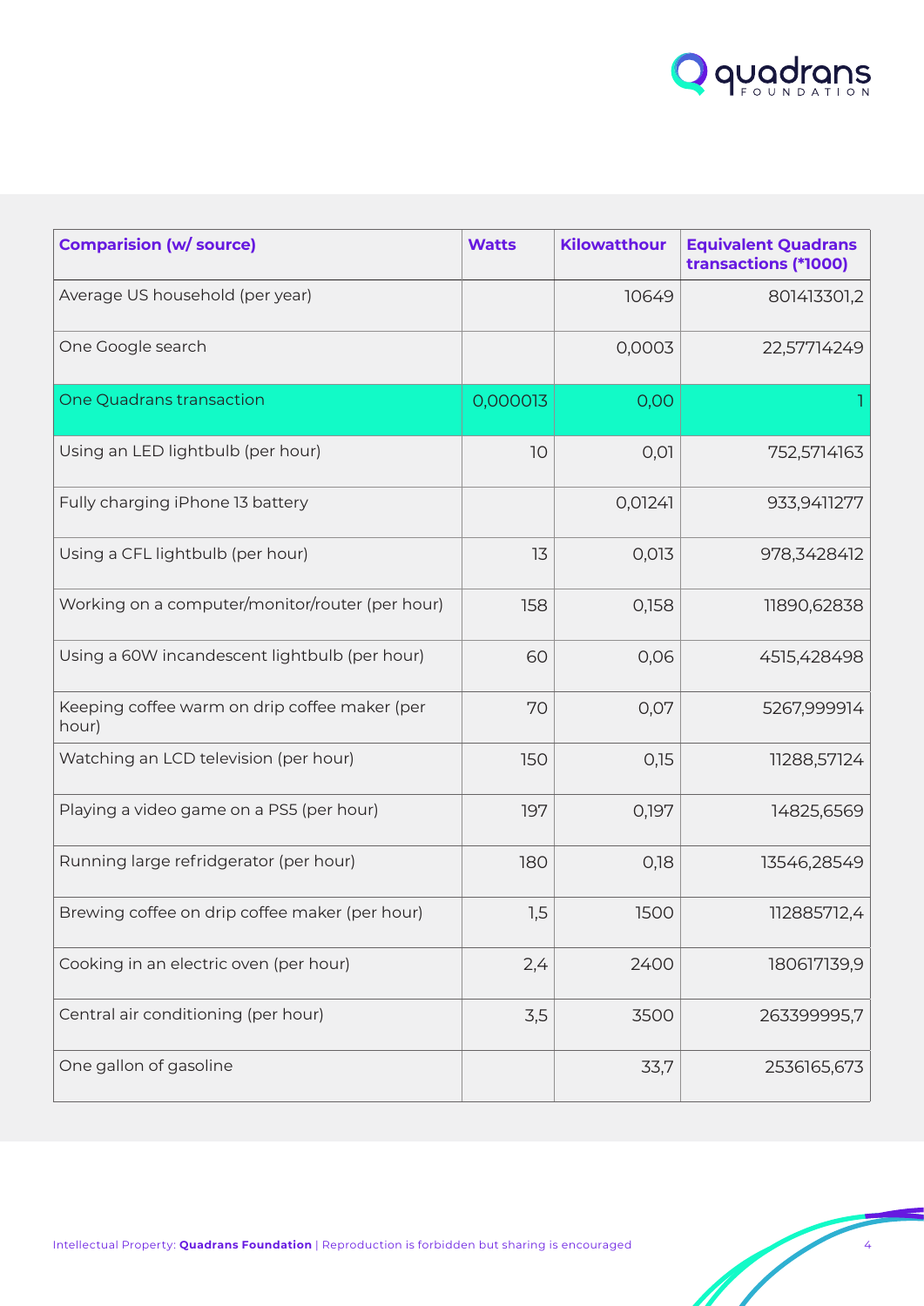| Comparision (w/ source) | Watts | Kilowatthour | Equivalent Quadrans transactions (*1000) |
|---|---|---|---|
| Average US household (per year) | | 10649 | 801413301,2 |
| One Google search | | 0,0003 | 22,57714249 |
| One Quadrans transaction | 0,000013 | 0,00 | 1 |
| Using an LED lightbulb (per hour) | 10 | 0,01 | 752,5714163 |
| Fully charging iPhone 13 battery | | 0,01241 | 933,9411277 |
| Using a CFL lightbulb (per hour) | 13 | 0,013 | 978,3428412 |
| Working on a computer/monitor/router (per hour) | 158 | 0,158 | 11890,62838 |
| Using a 60W incandescent lightbulb (per hour) | 60 | 0,06 | 4515,428498 |
| Keeping coffee warm on drip coffee maker (per hour) | 70 | 0,07 | 5267,999914 |
| Watching an LCD television (per hour) | 150 | 0,15 | 11288,57124 |
| Playing a video game on a PS5 (per hour) | 197 | 0,197 | 14825,6569 |
| Running large refridgerator (per hour) | 180 | 0,18 | 13546,28549 |
| Brewing coffee on drip coffee maker (per hour) | 1,5 | 1500 | 112885712,4 |
| Cooking in an electric oven (per hour) | 2,4 | 2400 | 180617139,9 |
| Central air conditioning (per hour) | 3,5 | 3500 | 263399995,7 |
| One gallon of gasoline | | 33,7 | 2536165,673 |

Intellectual Property: **Quadrans Foundation** | Reproduction is forbidden but sharing is encouraged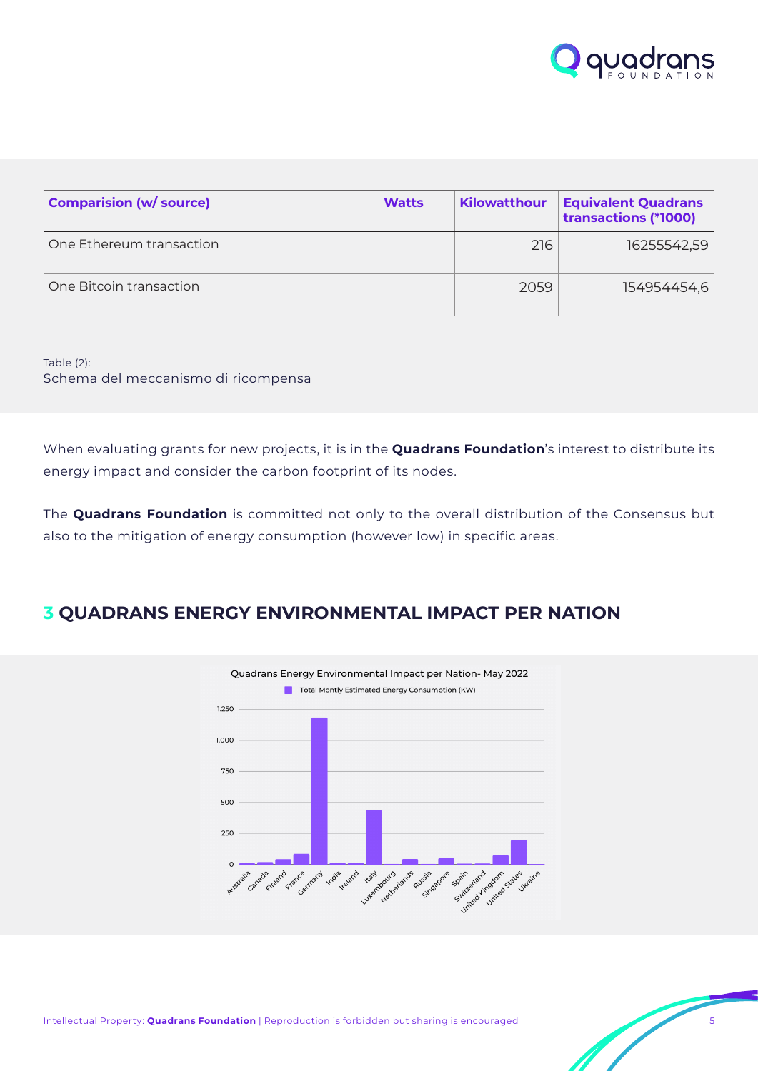| Comparision (w/ source) | Watts | Kilowatthour | Equivalent Quadrans transactions (*1000) |
|---|---|---|---|
| One Ethereum transaction | | 216 | 16255542,59 |
| One Bitcoin transaction | | 2059 | 154954454,6 |

Table (2):
Schema del meccanismo di ricompensa

When evaluating grants for new projects, it is in the **Quadrans Foundation**'s interest to distribute its energy impact and consider the carbon footprint of its nodes.

The **Quadrans Foundation** is committed not only to the overall distribution of the Consensus but also to the mitigation of energy consumption (however low) in specific areas.

## 3 QUADRANS ENERGY ENVIRONMENTAL IMPACT PER NATION

Quadrans Energy Environmental Impact per Nation- May 2022

Total Montly Estimated Energy Consumption (KW)

Y-axis: 0, 250, 500, 750, 1.000, 1.250

X-axis: Australia, Canada, Finland, France, Germany, India, Ireland, Italy, Luxembourg, Netherlands, Russia, Singapore, Spain, Switzerland, United Kingdom, United States, Ukraine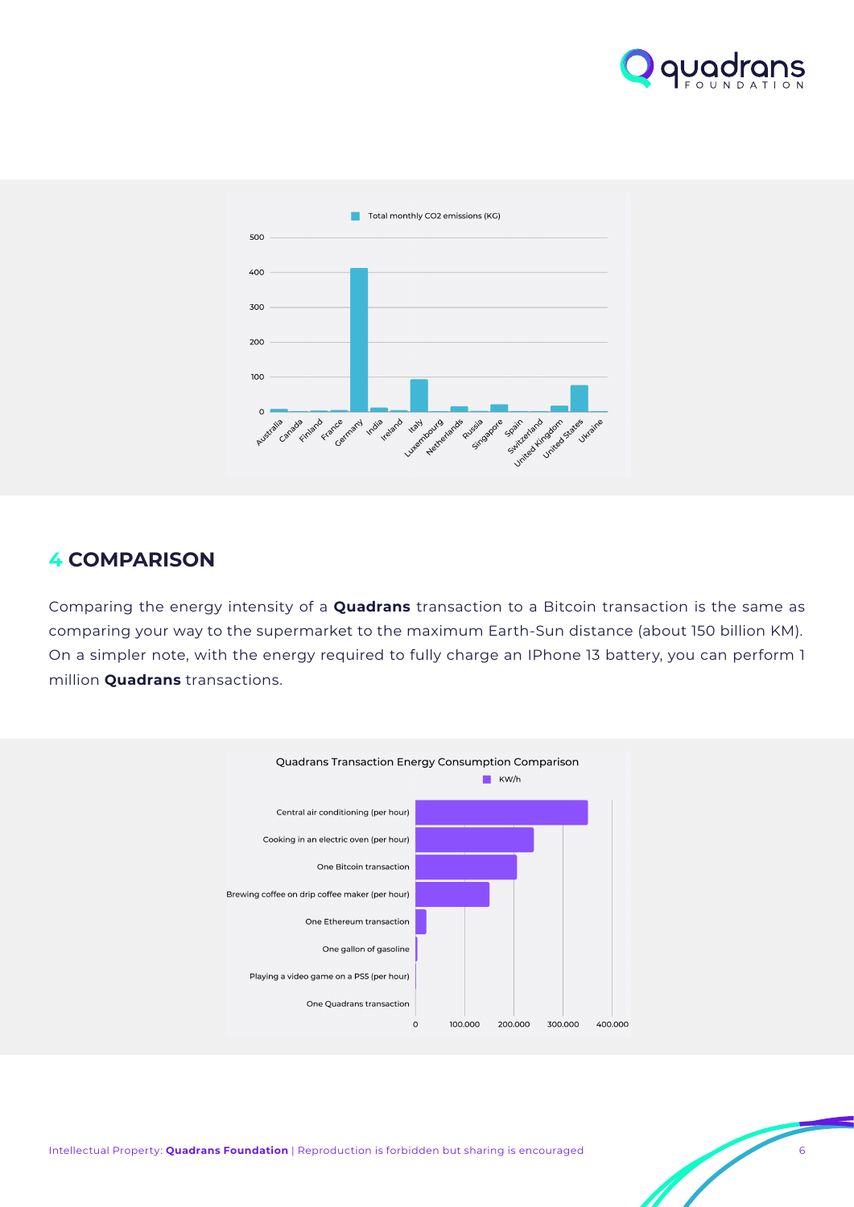## 4 COMPARISON

Comparing the energy intensity of a **Quadrans** transaction to a Bitcoin transaction is the same as comparing your way to the supermarket to the maximum Earth-Sun distance (about 150 billion KM). On a simpler note, with the energy required to fully charge an IPhone 13 battery, you can perform 1 million **Quadrans** transactions.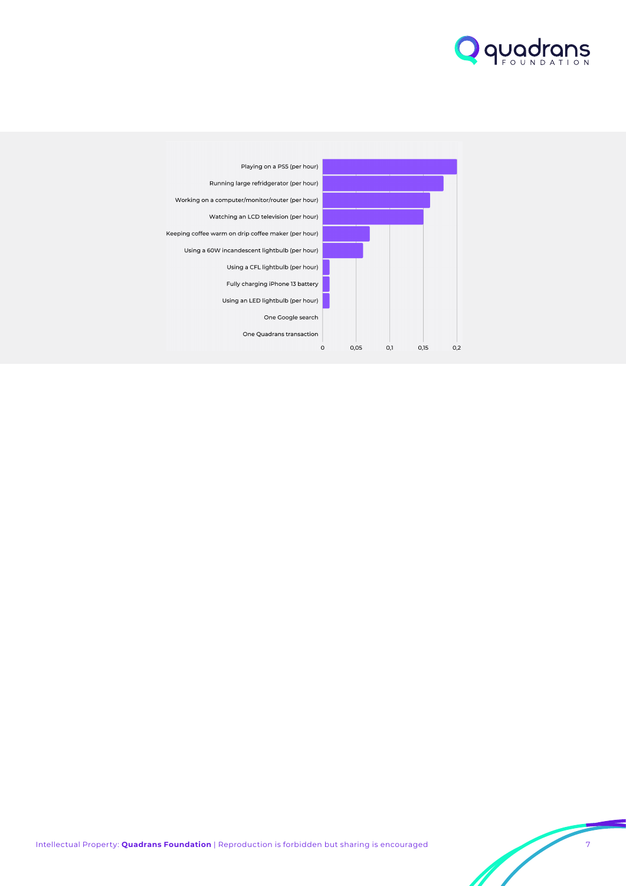| Activity | Value |
| --- | --- |
| Playing on a PS5 (per hour) | 0,2 |
| Running large refridgerator (per hour) | 0,18 |
| Working on a computer/monitor/router (per hour) | 0,16 |
| Watching an LCD television (per hour) | 0,15 |
| Keeping coffee warm on drip coffee maker (per hour) | 0,07 |
| Using a 60W incandescent lightbulb (per hour) | 0,06 |
| Using a CFL lightbulb (per hour) | 0,01 |
| Fully charging iPhone 13 battery | 0,01 |
| Using an LED lightbulb (per hour) | 0,01 |
| One Google search | 0 |
| One Quadrans transaction | 0 |

Axis: 0, 0,05, 0,1, 0,15, 0,2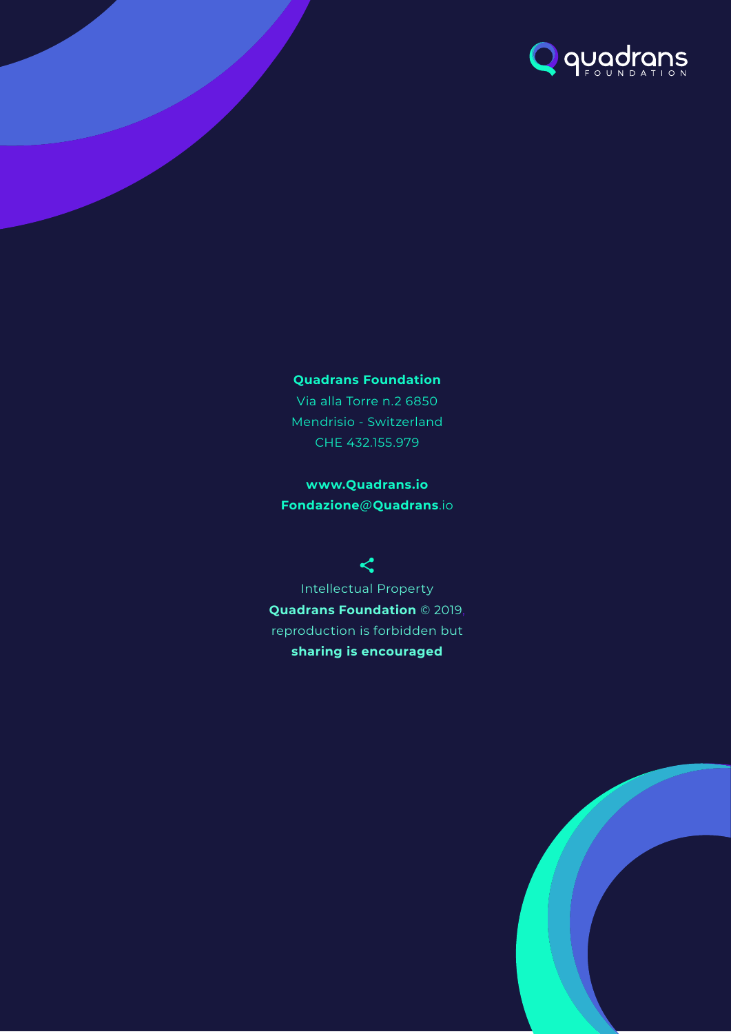**Quadrans Foundation**
Via alla Torre n.2 6850
Mendrisio - Switzerland
CHE 432.155.979

**www.Quadrans.io**
**Fondazione@Quadrans**.io

Intellectual Property
**Quadrans Foundation** © 2019,
reproduction is forbidden but
**sharing is encouraged**